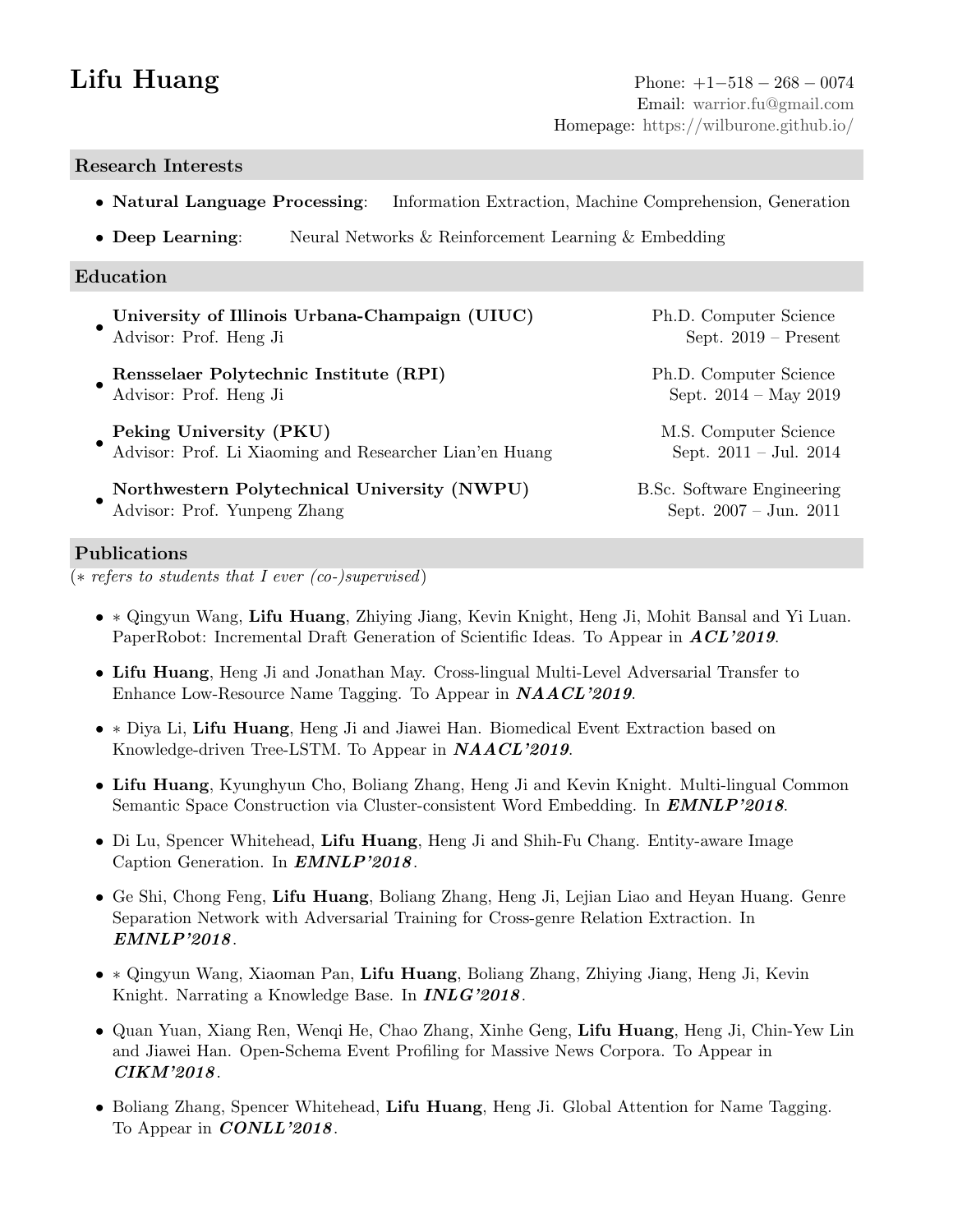# Lifu Huang

Phone: +1−518 − 268 − 0074
Email: warrior.fu@gmail.com
Homepage: https://wilburone.github.io/

## Research Interests

- **Natural Language Processing**: Information Extraction, Machine Comprehension, Generation
- **Deep Learning**: Neural Networks & Reinforcement Learning & Embedding

## Education

- **University of Illinois Urbana-Champaign (UIUC)** — Ph.D. Computer Science
  Advisor: Prof. Heng Ji — Sept. 2019 – Present
- **Rensselaer Polytechnic Institute (RPI)** — Ph.D. Computer Science
  Advisor: Prof. Heng Ji — Sept. 2014 – May 2019
- **Peking University (PKU)** — M.S. Computer Science
  Advisor: Prof. Li Xiaoming and Researcher Lian'en Huang — Sept. 2011 – Jul. 2014
- **Northwestern Polytechnical University (NWPU)** — B.Sc. Software Engineering
  Advisor: Prof. Yunpeng Zhang — Sept. 2007 – Jun. 2011

## Publications

(∗ *refers to students that I ever (co-)supervised*)

- ∗ Qingyun Wang, **Lifu Huang**, Zhiying Jiang, Kevin Knight, Heng Ji, Mohit Bansal and Yi Luan. PaperRobot: Incremental Draft Generation of Scientific Ideas. To Appear in ***ACL'2019***.
- **Lifu Huang**, Heng Ji and Jonathan May. Cross-lingual Multi-Level Adversarial Transfer to Enhance Low-Resource Name Tagging. To Appear in ***NAACL'2019***.
- ∗ Diya Li, **Lifu Huang**, Heng Ji and Jiawei Han. Biomedical Event Extraction based on Knowledge-driven Tree-LSTM. To Appear in ***NAACL'2019***.
- **Lifu Huang**, Kyunghyun Cho, Boliang Zhang, Heng Ji and Kevin Knight. Multi-lingual Common Semantic Space Construction via Cluster-consistent Word Embedding. In ***EMNLP'2018***.
- Di Lu, Spencer Whitehead, **Lifu Huang**, Heng Ji and Shih-Fu Chang. Entity-aware Image Caption Generation. In ***EMNLP'2018***.
- Ge Shi, Chong Feng, **Lifu Huang**, Boliang Zhang, Heng Ji, Lejian Liao and Heyan Huang. Genre Separation Network with Adversarial Training for Cross-genre Relation Extraction. In ***EMNLP'2018***.
- ∗ Qingyun Wang, Xiaoman Pan, **Lifu Huang**, Boliang Zhang, Zhiying Jiang, Heng Ji, Kevin Knight. Narrating a Knowledge Base. In ***INLG'2018***.
- Quan Yuan, Xiang Ren, Wenqi He, Chao Zhang, Xinhe Geng, **Lifu Huang**, Heng Ji, Chin-Yew Lin and Jiawei Han. Open-Schema Event Profiling for Massive News Corpora. To Appear in ***CIKM'2018***.
- Boliang Zhang, Spencer Whitehead, **Lifu Huang**, Heng Ji. Global Attention for Name Tagging. To Appear in ***CONLL'2018***.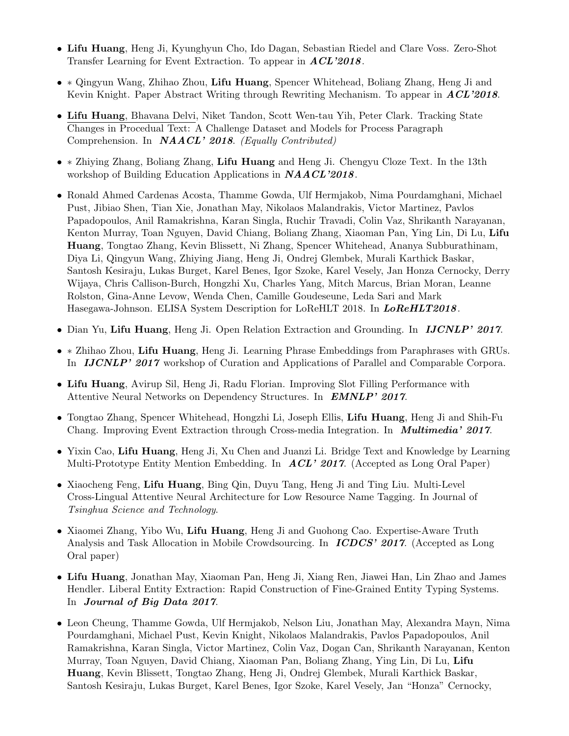- **Lifu Huang**, Heng Ji, Kyunghyun Cho, Ido Dagan, Sebastian Riedel and Clare Voss. Zero-Shot Transfer Learning for Event Extraction. To appear in ***ACL'2018***.

- ∗ Qingyun Wang, Zhihao Zhou, **Lifu Huang**, Spencer Whitehead, Boliang Zhang, Heng Ji and Kevin Knight. Paper Abstract Writing through Rewriting Mechanism. To appear in ***ACL'2018***.

- **Lifu Huang**, Bhavana Delvi, Niket Tandon, Scott Wen-tau Yih, Peter Clark. Tracking State Changes in Procedual Text: A Challenge Dataset and Models for Process Paragraph Comprehension. In ***NAACL' 2018***. *(Equally Contributed)*

- ∗ Zhiying Zhang, Boliang Zhang, **Lifu Huang** and Heng Ji. Chengyu Cloze Text. In the 13th workshop of Building Education Applications in ***NAACL'2018***.

- Ronald Ahmed Cardenas Acosta, Thamme Gowda, Ulf Hermjakob, Nima Pourdamghani, Michael Pust, Jibiao Shen, Tian Xie, Jonathan May, Nikolaos Malandrakis, Victor Martinez, Pavlos Papadopoulos, Anil Ramakrishna, Karan Singla, Ruchir Travadi, Colin Vaz, Shrikanth Narayanan, Kenton Murray, Toan Nguyen, David Chiang, Boliang Zhang, Xiaoman Pan, Ying Lin, Di Lu, **Lifu Huang**, Tongtao Zhang, Kevin Blissett, Ni Zhang, Spencer Whitehead, Ananya Subburathinam, Diya Li, Qingyun Wang, Zhiying Jiang, Heng Ji, Ondrej Glembek, Murali Karthick Baskar, Santosh Kesiraju, Lukas Burget, Karel Benes, Igor Szoke, Karel Vesely, Jan Honza Cernocky, Derry Wijaya, Chris Callison-Burch, Hongzhi Xu, Charles Yang, Mitch Marcus, Brian Moran, Leanne Rolston, Gina-Anne Levow, Wenda Chen, Camille Goudeseune, Leda Sari and Mark Hasegawa-Johnson. ELISA System Description for LoReHLT 2018. In ***LoReHLT2018***.

- Dian Yu, **Lifu Huang**, Heng Ji. Open Relation Extraction and Grounding. In ***IJCNLP' 2017***.

- ∗ Zhihao Zhou, **Lifu Huang**, Heng Ji. Learning Phrase Embeddings from Paraphrases with GRUs. In ***IJCNLP' 2017*** workshop of Curation and Applications of Parallel and Comparable Corpora.

- **Lifu Huang**, Avirup Sil, Heng Ji, Radu Florian. Improving Slot Filling Performance with Attentive Neural Networks on Dependency Structures. In ***EMNLP' 2017***.

- Tongtao Zhang, Spencer Whitehead, Hongzhi Li, Joseph Ellis, **Lifu Huang**, Heng Ji and Shih-Fu Chang. Improving Event Extraction through Cross-media Integration. In ***Multimedia' 2017***.

- Yixin Cao, **Lifu Huang**, Heng Ji, Xu Chen and Juanzi Li. Bridge Text and Knowledge by Learning Multi-Prototype Entity Mention Embedding. In ***ACL' 2017***. (Accepted as Long Oral Paper)

- Xiaocheng Feng, **Lifu Huang**, Bing Qin, Duyu Tang, Heng Ji and Ting Liu. Multi-Level Cross-Lingual Attentive Neural Architecture for Low Resource Name Tagging. In Journal of *Tsinghua Science and Technology*.

- Xiaomei Zhang, Yibo Wu, **Lifu Huang**, Heng Ji and Guohong Cao. Expertise-Aware Truth Analysis and Task Allocation in Mobile Crowdsourcing. In ***ICDCS' 2017***. (Accepted as Long Oral paper)

- **Lifu Huang**, Jonathan May, Xiaoman Pan, Heng Ji, Xiang Ren, Jiawei Han, Lin Zhao and James Hendler. Liberal Entity Extraction: Rapid Construction of Fine-Grained Entity Typing Systems. In ***Journal of Big Data 2017***.

- Leon Cheung, Thamme Gowda, Ulf Hermjakob, Nelson Liu, Jonathan May, Alexandra Mayn, Nima Pourdamghani, Michael Pust, Kevin Knight, Nikolaos Malandrakis, Pavlos Papadopoulos, Anil Ramakrishna, Karan Singla, Victor Martinez, Colin Vaz, Dogan Can, Shrikanth Narayanan, Kenton Murray, Toan Nguyen, David Chiang, Xiaoman Pan, Boliang Zhang, Ying Lin, Di Lu, **Lifu Huang**, Kevin Blissett, Tongtao Zhang, Heng Ji, Ondrej Glembek, Murali Karthick Baskar, Santosh Kesiraju, Lukas Burget, Karel Benes, Igor Szoke, Karel Vesely, Jan "Honza" Cernocky,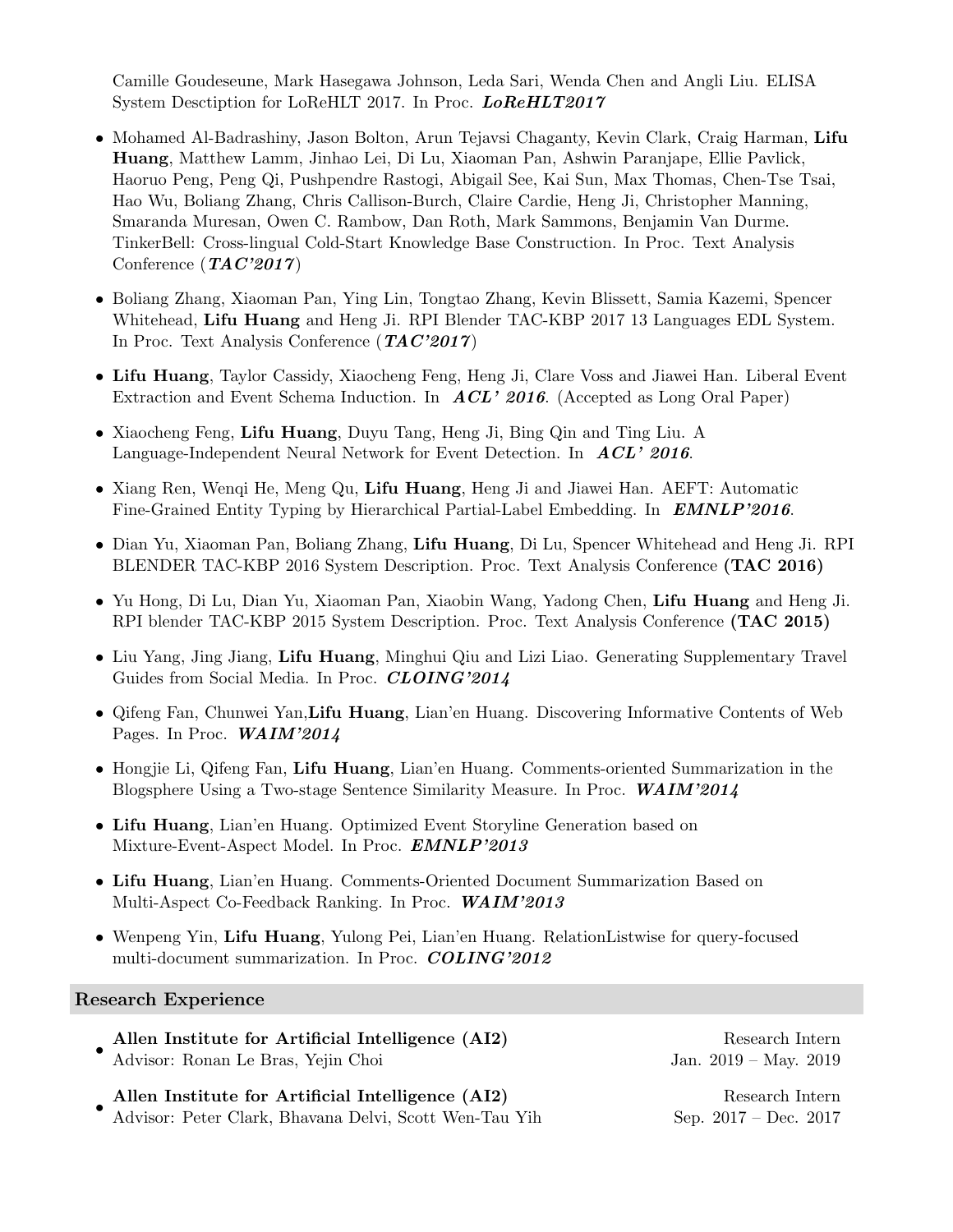Camille Goudeseune, Mark Hasegawa Johnson, Leda Sari, Wenda Chen and Angli Liu. ELISA System Desctiption for LoReHLT 2017. In Proc. ***LoReHLT2017***

- Mohamed Al-Badrashiny, Jason Bolton, Arun Tejavsi Chaganty, Kevin Clark, Craig Harman, **Lifu Huang**, Matthew Lamm, Jinhao Lei, Di Lu, Xiaoman Pan, Ashwin Paranjape, Ellie Pavlick, Haoruo Peng, Peng Qi, Pushpendre Rastogi, Abigail See, Kai Sun, Max Thomas, Chen-Tse Tsai, Hao Wu, Boliang Zhang, Chris Callison-Burch, Claire Cardie, Heng Ji, Christopher Manning, Smaranda Muresan, Owen C. Rambow, Dan Roth, Mark Sammons, Benjamin Van Durme. TinkerBell: Cross-lingual Cold-Start Knowledge Base Construction. In Proc. Text Analysis Conference (***TAC'2017***)
- Boliang Zhang, Xiaoman Pan, Ying Lin, Tongtao Zhang, Kevin Blissett, Samia Kazemi, Spencer Whitehead, **Lifu Huang** and Heng Ji. RPI Blender TAC-KBP 2017 13 Languages EDL System. In Proc. Text Analysis Conference (***TAC'2017***)
- **Lifu Huang**, Taylor Cassidy, Xiaocheng Feng, Heng Ji, Clare Voss and Jiawei Han. Liberal Event Extraction and Event Schema Induction. In ***ACL' 2016***. (Accepted as Long Oral Paper)
- Xiaocheng Feng, **Lifu Huang**, Duyu Tang, Heng Ji, Bing Qin and Ting Liu. A Language-Independent Neural Network for Event Detection. In ***ACL' 2016***.
- Xiang Ren, Wenqi He, Meng Qu, **Lifu Huang**, Heng Ji and Jiawei Han. AEFT: Automatic Fine-Grained Entity Typing by Hierarchical Partial-Label Embedding. In ***EMNLP'2016***.
- Dian Yu, Xiaoman Pan, Boliang Zhang, **Lifu Huang**, Di Lu, Spencer Whitehead and Heng Ji. RPI BLENDER TAC-KBP 2016 System Description. Proc. Text Analysis Conference **(TAC 2016)**
- Yu Hong, Di Lu, Dian Yu, Xiaoman Pan, Xiaobin Wang, Yadong Chen, **Lifu Huang** and Heng Ji. RPI blender TAC-KBP 2015 System Description. Proc. Text Analysis Conference **(TAC 2015)**
- Liu Yang, Jing Jiang, **Lifu Huang**, Minghui Qiu and Lizi Liao. Generating Supplementary Travel Guides from Social Media. In Proc. ***CLOING'2014***
- Qifeng Fan, Chunwei Yan,**Lifu Huang**, Lian'en Huang. Discovering Informative Contents of Web Pages. In Proc. ***WAIM'2014***
- Hongjie Li, Qifeng Fan, **Lifu Huang**, Lian'en Huang. Comments-oriented Summarization in the Blogsphere Using a Two-stage Sentence Similarity Measure. In Proc. ***WAIM'2014***
- **Lifu Huang**, Lian'en Huang. Optimized Event Storyline Generation based on Mixture-Event-Aspect Model. In Proc. ***EMNLP'2013***
- **Lifu Huang**, Lian'en Huang. Comments-Oriented Document Summarization Based on Multi-Aspect Co-Feedback Ranking. In Proc. ***WAIM'2013***
- Wenpeng Yin, **Lifu Huang**, Yulong Pei, Lian'en Huang. RelationListwise for query-focused multi-document summarization. In Proc. ***COLING'2012***

## Research Experience

- **Allen Institute for Artificial Intelligence (AI2)** — Research Intern
  Advisor: Ronan Le Bras, Yejin Choi — Jan. 2019 – May. 2019
- **Allen Institute for Artificial Intelligence (AI2)** — Research Intern
  Advisor: Peter Clark, Bhavana Delvi, Scott Wen-Tau Yih — Sep. 2017 – Dec. 2017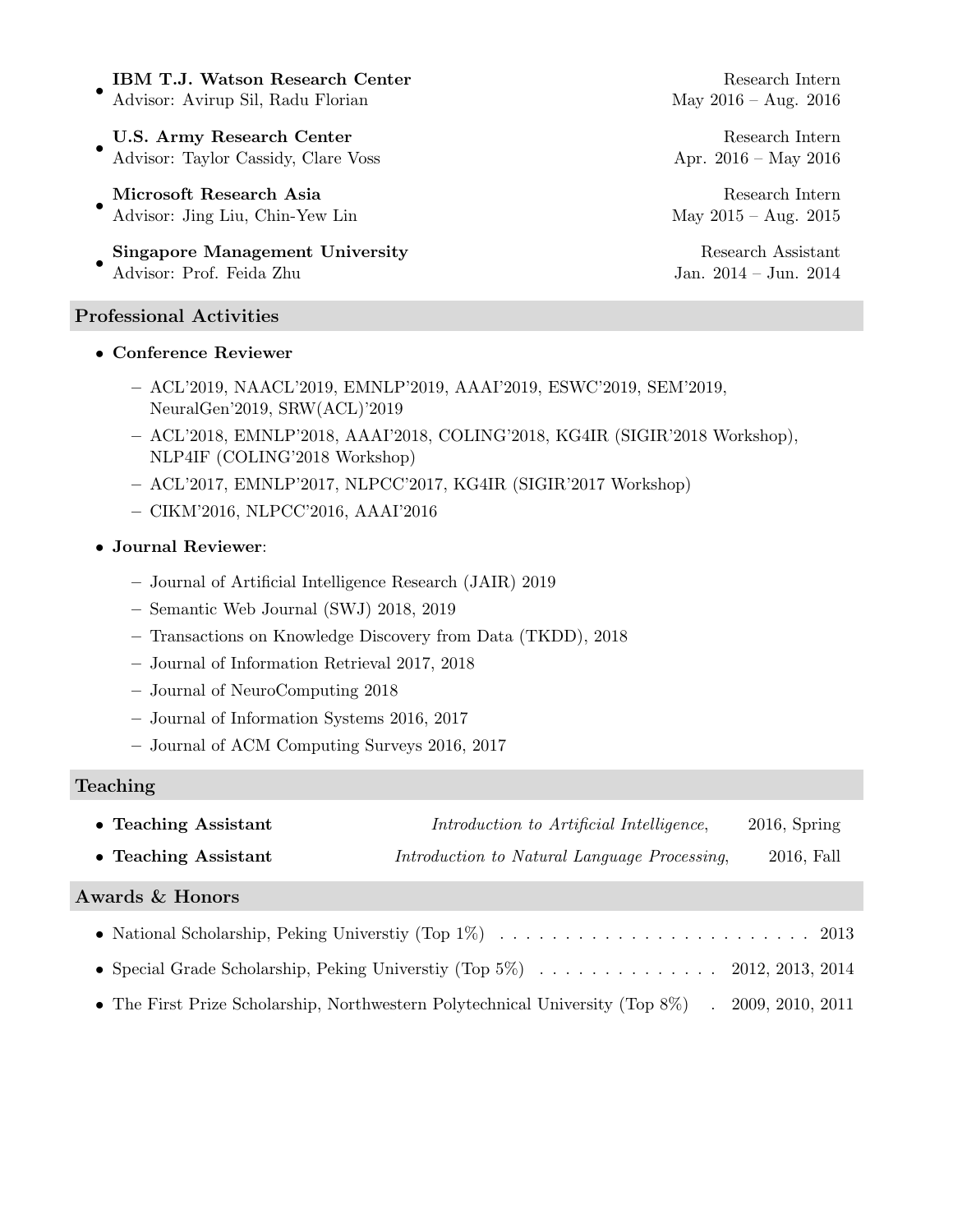- **IBM T.J. Watson Research Center** — Research Intern
  Advisor: Avirup Sil, Radu Florian — May 2016 – Aug. 2016
- **U.S. Army Research Center** — Research Intern
  Advisor: Taylor Cassidy, Clare Voss — Apr. 2016 – May 2016
- **Microsoft Research Asia** — Research Intern
  Advisor: Jing Liu, Chin-Yew Lin — May 2015 – Aug. 2015
- **Singapore Management University** — Research Assistant
  Advisor: Prof. Feida Zhu — Jan. 2014 – Jun. 2014

## Professional Activities

- **Conference Reviewer**
  - ACL'2019, NAACL'2019, EMNLP'2019, AAAI'2019, ESWC'2019, SEM'2019, NeuralGen'2019, SRW(ACL)'2019
  - ACL'2018, EMNLP'2018, AAAI'2018, COLING'2018, KG4IR (SIGIR'2018 Workshop), NLP4IF (COLING'2018 Workshop)
  - ACL'2017, EMNLP'2017, NLPCC'2017, KG4IR (SIGIR'2017 Workshop)
  - CIKM'2016, NLPCC'2016, AAAI'2016
- **Journal Reviewer**:
  - Journal of Artificial Intelligence Research (JAIR) 2019
  - Semantic Web Journal (SWJ) 2018, 2019
  - Transactions on Knowledge Discovery from Data (TKDD), 2018
  - Journal of Information Retrieval 2017, 2018
  - Journal of NeuroComputing 2018
  - Journal of Information Systems 2016, 2017
  - Journal of ACM Computing Surveys 2016, 2017

## Teaching

- **Teaching Assistant** — *Introduction to Artificial Intelligence*, 2016, Spring
- **Teaching Assistant** — *Introduction to Natural Language Processing*, 2016, Fall

## Awards & Honors

- National Scholarship, Peking Universtiy (Top 1%) . . . . . . . . . . . . . . . . . . . . . . . . 2013
- Special Grade Scholarship, Peking Universtiy (Top 5%) . . . . . . . . . . . . . . 2012, 2013, 2014
- The First Prize Scholarship, Northwestern Polytechnical University (Top 8%) . 2009, 2010, 2011